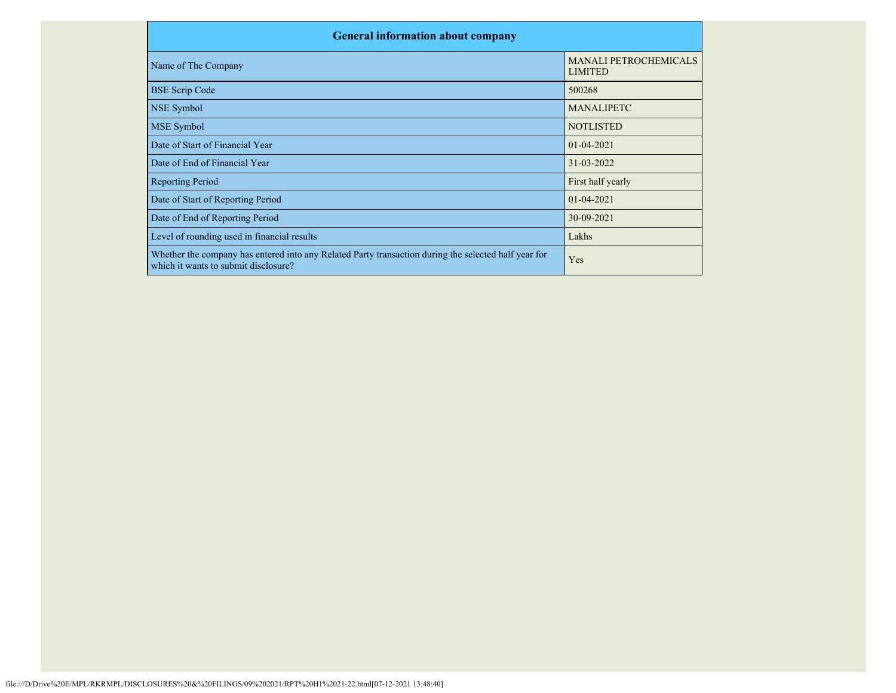| General information about company | |
|---|---|
| Name of The Company | MANALI PETROCHEMICALS LIMITED |
| BSE Scrip Code | 500268 |
| NSE Symbol | MANALIPETC |
| MSE Symbol | NOTLISTED |
| Date of Start of Financial Year | 01-04-2021 |
| Date of End of Financial Year | 31-03-2022 |
| Reporting Period | First half yearly |
| Date of Start of Reporting Period | 01-04-2021 |
| Date of End of Reporting Period | 30-09-2021 |
| Level of rounding used in financial results | Lakhs |
| Whether the company has entered into any Related Party transaction during the selected half year for which it wants to submit disclosure? | Yes |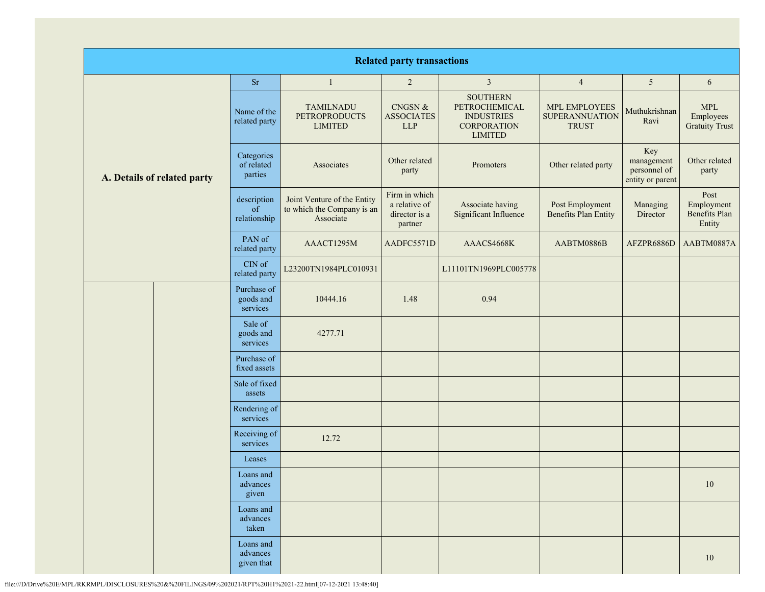| Related party transactions | | | | | | | | |
|---|---|---|---|---|---|---|---|---|
| A. Details of related party | | Sr | 1 | 2 | 3 | 4 | 5 | 6 |
| | | Name of the related party | TAMILNADU PETROPRODUCTS LIMITED | CNGSN & ASSOCIATES LLP | SOUTHERN PETROCHEMICAL INDUSTRIES CORPORATION LIMITED | MPL EMPLOYEES SUPERANNUATION TRUST | Muthukrishnan Ravi | MPL Employees Gratuity Trust |
| | | Categories of related parties | Associates | Other related party | Promoters | Other related party | Key management personnel of entity or parent | Other related party |
| | | description of relationship | Joint Venture of the Entity to which the Company is an Associate | Firm in which a relative of director is a partner | Associate having Significant Influence | Post Employment Benefits Plan Entity | Managing Director | Post Employment Benefits Plan Entity |
| | | PAN of related party | AAACT1295M | AADFC5571D | AAACS4668K | AABTM0886B | AFZPR6886D | AABTM0887A |
| | | CIN of related party | L23200TN1984PLC010931 | | L11101TN1969PLC005778 | | | |
| | | Purchase of goods and services | 10444.16 | 1.48 | 0.94 | | | |
| | | Sale of goods and services | 4277.71 | | | | | |
| | | Purchase of fixed assets | | | | | | |
| | | Sale of fixed assets | | | | | | |
| | | Rendering of services | | | | | | |
| | | Receiving of services | 12.72 | | | | | |
| | | Leases | | | | | | |
| | | Loans and advances given | | | | | | 10 |
| | | Loans and advances taken | | | | | | |
| | | Loans and advances given that | | | | | | 10 |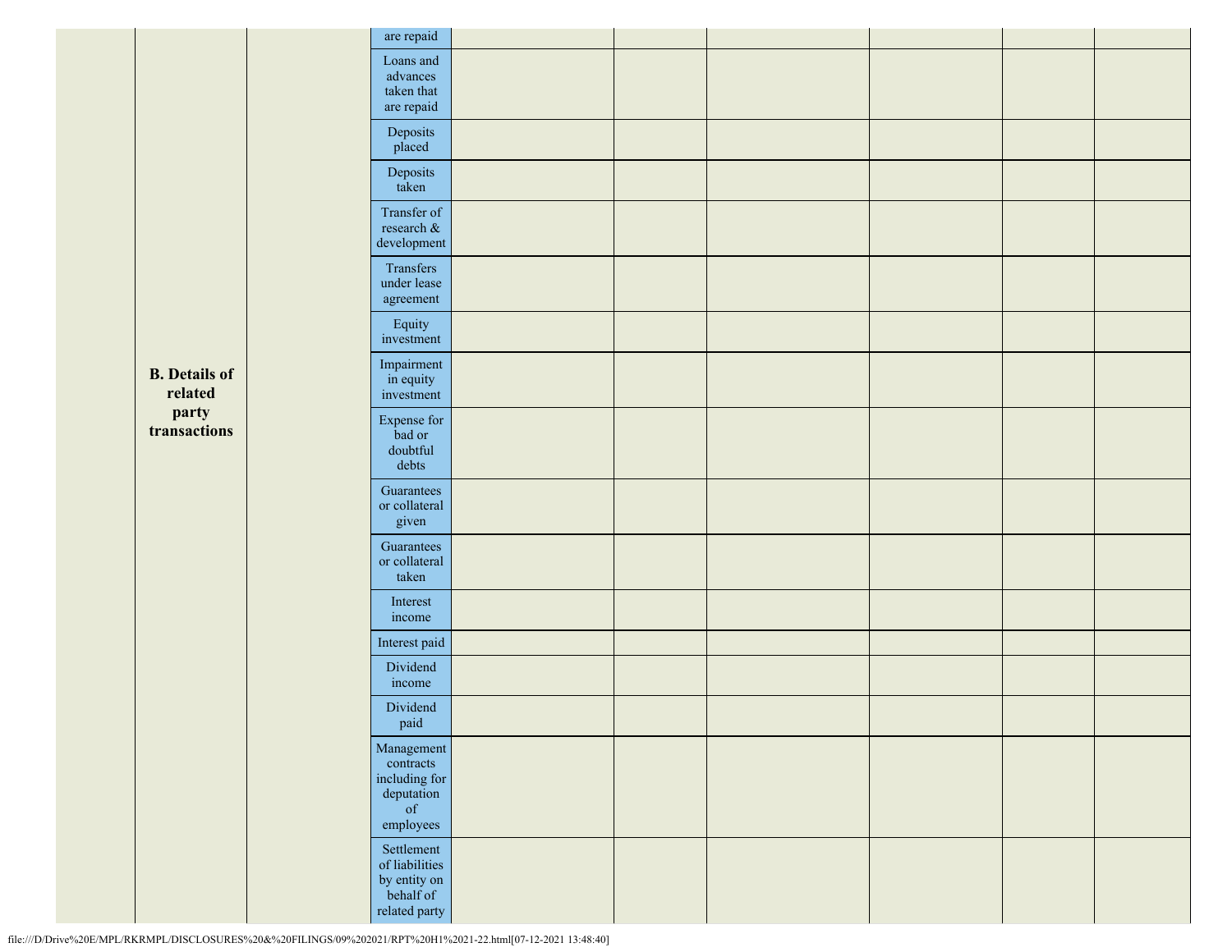|  |  |  |  |  |  |  |  |  |
|---|---|---|---|---|---|---|---|---|
|  |  |  | are repaid |  |  |  |  |  |
|  |  |  | Loans and advances taken that are repaid |  |  |  |  |  |
|  |  |  | Deposits placed |  |  |  |  |  |
|  |  |  | Deposits taken |  |  |  |  |  |
|  |  |  | Transfer of research & development |  |  |  |  |  |
|  |  |  | Transfers under lease agreement |  |  |  |  |  |
|  |  |  | Equity investment |  |  |  |  |  |
|  | **B. Details of related party transactions** |  | Impairment in equity investment |  |  |  |  |  |
|  |  |  | Expense for bad or doubtful debts |  |  |  |  |  |
|  |  |  | Guarantees or collateral given |  |  |  |  |  |
|  |  |  | Guarantees or collateral taken |  |  |  |  |  |
|  |  |  | Interest income |  |  |  |  |  |
|  |  |  | Interest paid |  |  |  |  |  |
|  |  |  | Dividend income |  |  |  |  |  |
|  |  |  | Dividend paid |  |  |  |  |  |
|  |  |  | Management contracts including for deputation of employees |  |  |  |  |  |
|  |  |  | Settlement of liabilities by entity on behalf of related party |  |  |  |  |  |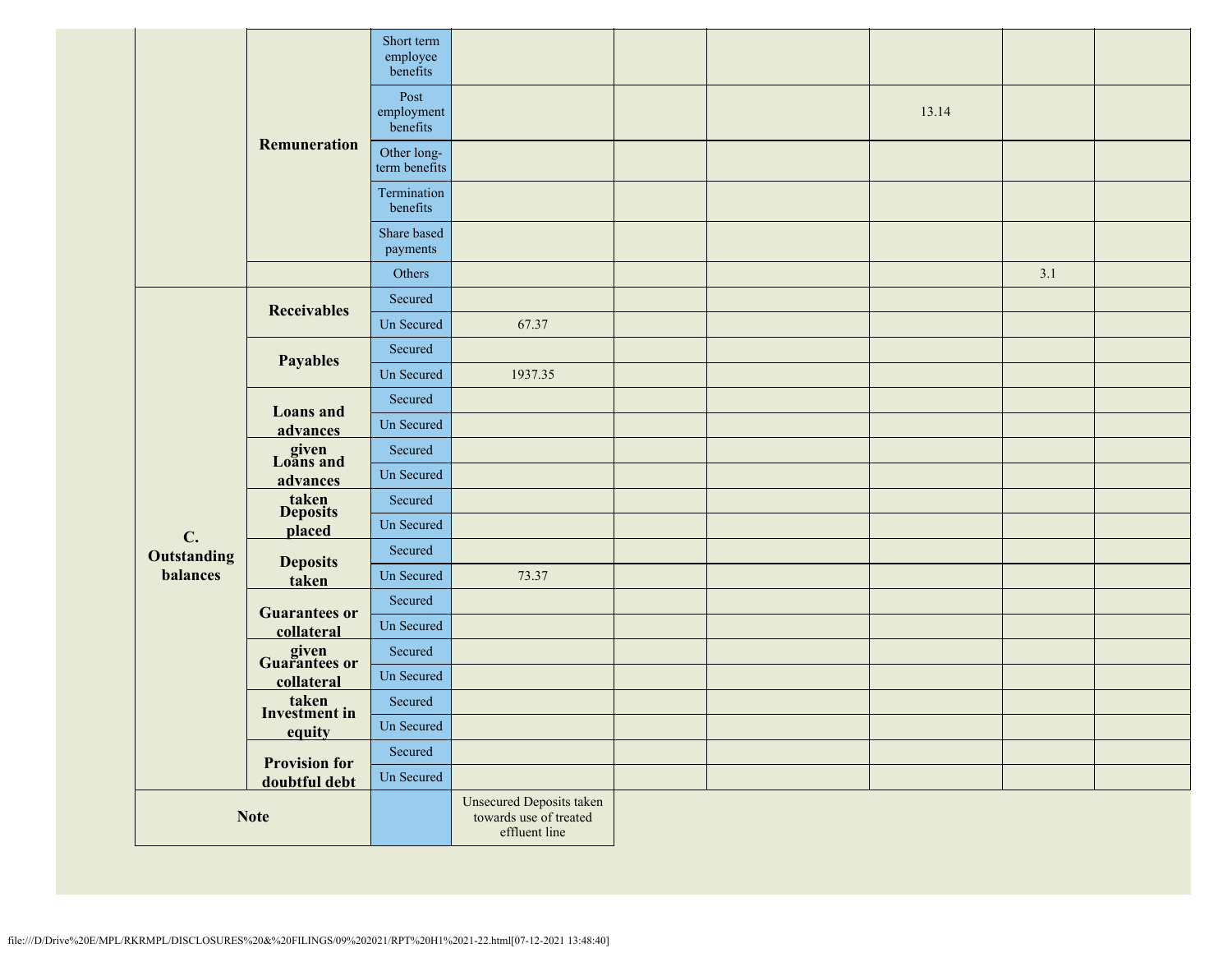| | | | | | | | | |
|---|---|---|---|---|---|---|---|---|
| | Remuneration | Short term employee benefits | | | | | | |
| | | Post employment benefits | | | | 13.14 | | |
| | | Other long-term benefits | | | | | | |
| | | Termination benefits | | | | | | |
| | | Share based payments | | | | | | |
| | | Others | | | | | 3.1 | |
| C. Outstanding balances | Receivables | Secured | | | | | | |
| | | Un Secured | 67.37 | | | | | |
| | Payables | Secured | | | | | | |
| | | Un Secured | 1937.35 | | | | | |
| | Loans and advances given | Secured | | | | | | |
| | | Un Secured | | | | | | |
| | Loans and advances taken | Secured | | | | | | |
| | | Un Secured | | | | | | |
| | Deposits placed | Secured | | | | | | |
| | | Un Secured | | | | | | |
| | Deposits taken | Secured | | | | | | |
| | | Un Secured | 73.37 | | | | | |
| | Guarantees or collateral given | Secured | | | | | | |
| | | Un Secured | | | | | | |
| | Guarantees or collateral taken | Secured | | | | | | |
| | | Un Secured | | | | | | |
| | Investment in equity | Secured | | | | | | |
| | | Un Secured | | | | | | |
| | Provision for doubtful debt | Secured | | | | | | |
| | | Un Secured | | | | | | |
| Note | | | Unsecured Deposits taken towards use of treated effluent line | | | | | |